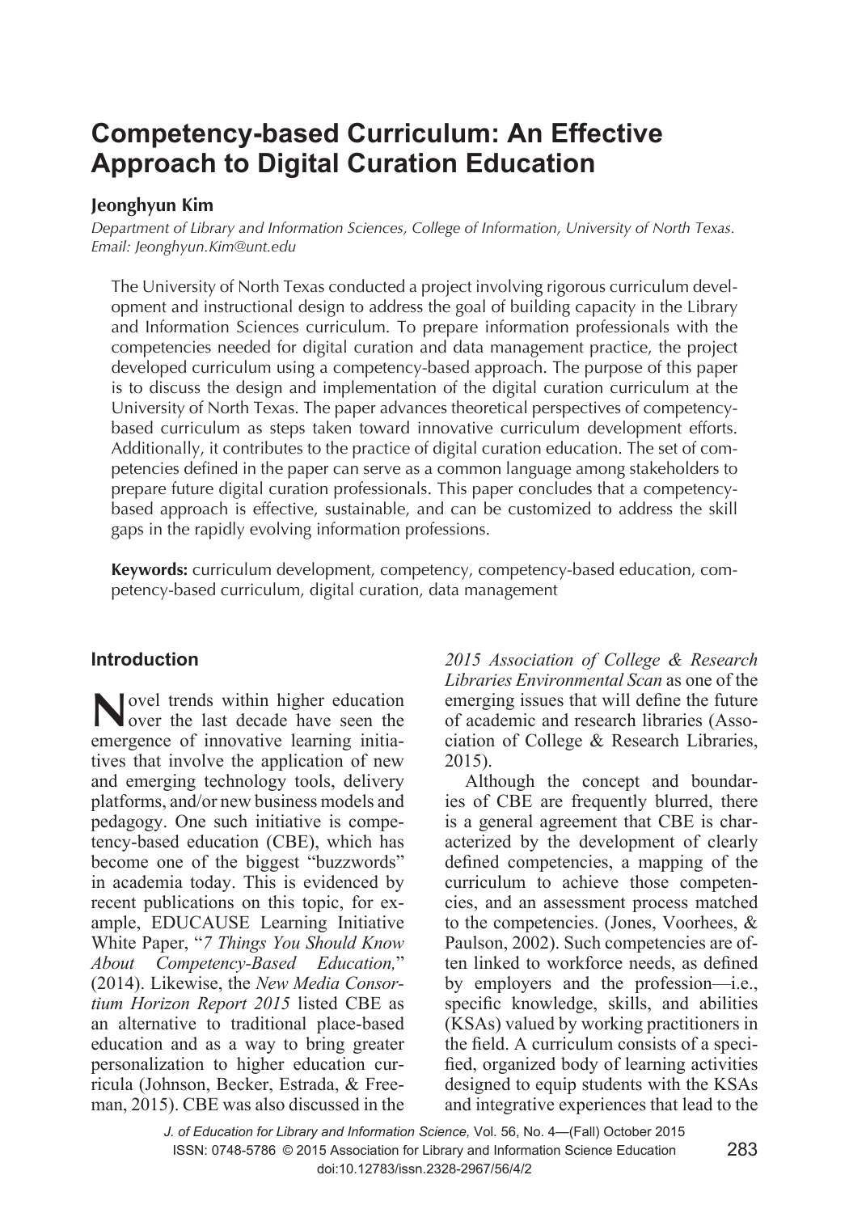# Competency-based Curriculum: An Effective Approach to Digital Curation Education

**Jeonghyun Kim**

*Department of Library and Information Sciences, College of Information, University of North Texas. Email: Jeonghyun.Kim@unt.edu*

The University of North Texas conducted a project involving rigorous curriculum development and instructional design to address the goal of building capacity in the Library and Information Sciences curriculum. To prepare information professionals with the competencies needed for digital curation and data management practice, the project developed curriculum using a competency-based approach. The purpose of this paper is to discuss the design and implementation of the digital curation curriculum at the University of North Texas. The paper advances theoretical perspectives of competency-based curriculum as steps taken toward innovative curriculum development efforts. Additionally, it contributes to the practice of digital curation education. The set of competencies defined in the paper can serve as a common language among stakeholders to prepare future digital curation professionals. This paper concludes that a competency-based approach is effective, sustainable, and can be customized to address the skill gaps in the rapidly evolving information professions.

**Keywords:** curriculum development, competency, competency-based education, competency-based curriculum, digital curation, data management

## Introduction

Novel trends within higher education over the last decade have seen the emergence of innovative learning initiatives that involve the application of new and emerging technology tools, delivery platforms, and/or new business models and pedagogy. One such initiative is competency-based education (CBE), which has become one of the biggest "buzzwords" in academia today. This is evidenced by recent publications on this topic, for example, EDUCAUSE Learning Initiative White Paper, "*7 Things You Should Know About Competency-Based Education,*" (2014). Likewise, the *New Media Consortium Horizon Report 2015* listed CBE as an alternative to traditional place-based education and as a way to bring greater personalization to higher education curricula (Johnson, Becker, Estrada, & Freeman, 2015). CBE was also discussed in the *2015 Association of College & Research Libraries Environmental Scan* as one of the emerging issues that will define the future of academic and research libraries (Association of College & Research Libraries, 2015).

Although the concept and boundaries of CBE are frequently blurred, there is a general agreement that CBE is characterized by the development of clearly defined competencies, a mapping of the curriculum to achieve those competencies, and an assessment process matched to the competencies. (Jones, Voorhees, & Paulson, 2002). Such competencies are often linked to workforce needs, as defined by employers and the profession—i.e., specific knowledge, skills, and abilities (KSAs) valued by working practitioners in the field. A curriculum consists of a specified, organized body of learning activities designed to equip students with the KSAs and integrative experiences that lead to the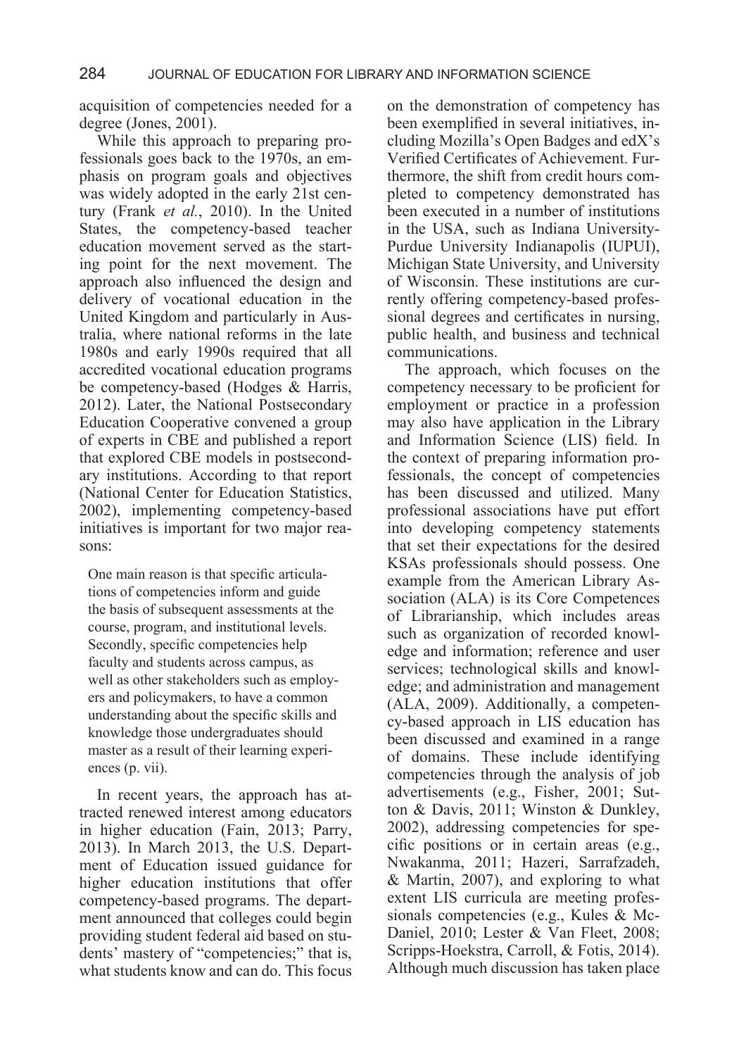acquisition of competencies needed for a degree (Jones, 2001).

While this approach to preparing professionals goes back to the 1970s, an emphasis on program goals and objectives was widely adopted in the early 21st century (Frank *et al.*, 2010). In the United States, the competency-based teacher education movement served as the starting point for the next movement. The approach also influenced the design and delivery of vocational education in the United Kingdom and particularly in Australia, where national reforms in the late 1980s and early 1990s required that all accredited vocational education programs be competency-based (Hodges & Harris, 2012). Later, the National Postsecondary Education Cooperative convened a group of experts in CBE and published a report that explored CBE models in postsecondary institutions. According to that report (National Center for Education Statistics, 2002), implementing competency-based initiatives is important for two major reasons:

> One main reason is that specific articulations of competencies inform and guide the basis of subsequent assessments at the course, program, and institutional levels. Secondly, specific competencies help faculty and students across campus, as well as other stakeholders such as employers and policymakers, to have a common understanding about the specific skills and knowledge those undergraduates should master as a result of their learning experiences (p. vii).

In recent years, the approach has attracted renewed interest among educators in higher education (Fain, 2013; Parry, 2013). In March 2013, the U.S. Department of Education issued guidance for higher education institutions that offer competency-based programs. The department announced that colleges could begin providing student federal aid based on students' mastery of "competencies;" that is, what students know and can do. This focus on the demonstration of competency has been exemplified in several initiatives, including Mozilla's Open Badges and edX's Verified Certificates of Achievement. Furthermore, the shift from credit hours completed to competency demonstrated has been executed in a number of institutions in the USA, such as Indiana University-Purdue University Indianapolis (IUPUI), Michigan State University, and University of Wisconsin. These institutions are currently offering competency-based professional degrees and certificates in nursing, public health, and business and technical communications.

The approach, which focuses on the competency necessary to be proficient for employment or practice in a profession may also have application in the Library and Information Science (LIS) field. In the context of preparing information professionals, the concept of competencies has been discussed and utilized. Many professional associations have put effort into developing competency statements that set their expectations for the desired KSAs professionals should possess. One example from the American Library Association (ALA) is its Core Competences of Librarianship, which includes areas such as organization of recorded knowledge and information; reference and user services; technological skills and knowledge; and administration and management (ALA, 2009). Additionally, a competency-based approach in LIS education has been discussed and examined in a range of domains. These include identifying competencies through the analysis of job advertisements (e.g., Fisher, 2001; Sutton & Davis, 2011; Winston & Dunkley, 2002), addressing competencies for specific positions or in certain areas (e.g., Nwakanma, 2011; Hazeri, Sarrafzadeh, & Martin, 2007), and exploring to what extent LIS curricula are meeting professionals competencies (e.g., Kules & McDaniel, 2010; Lester & Van Fleet, 2008; Scripps-Hoekstra, Carroll, & Fotis, 2014). Although much discussion has taken place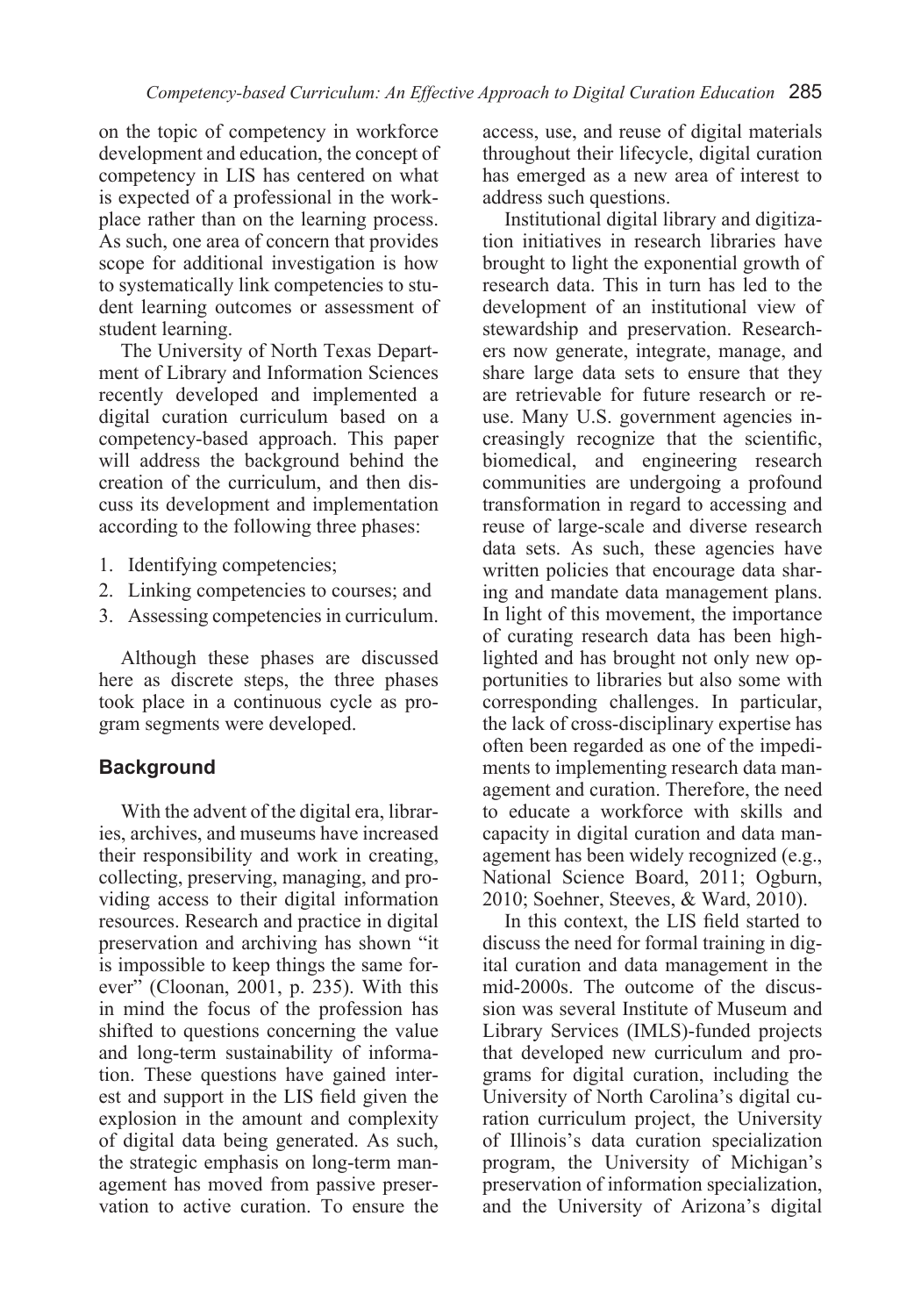on the topic of competency in workforce development and education, the concept of competency in LIS has centered on what is expected of a professional in the workplace rather than on the learning process. As such, one area of concern that provides scope for additional investigation is how to systematically link competencies to student learning outcomes or assessment of student learning.

The University of North Texas Department of Library and Information Sciences recently developed and implemented a digital curation curriculum based on a competency-based approach. This paper will address the background behind the creation of the curriculum, and then discuss its development and implementation according to the following three phases:

1. Identifying competencies;
2. Linking competencies to courses; and
3. Assessing competencies in curriculum.

Although these phases are discussed here as discrete steps, the three phases took place in a continuous cycle as program segments were developed.

## Background

With the advent of the digital era, libraries, archives, and museums have increased their responsibility and work in creating, collecting, preserving, managing, and providing access to their digital information resources. Research and practice in digital preservation and archiving has shown "it is impossible to keep things the same forever" (Cloonan, 2001, p. 235). With this in mind the focus of the profession has shifted to questions concerning the value and long-term sustainability of information. These questions have gained interest and support in the LIS field given the explosion in the amount and complexity of digital data being generated. As such, the strategic emphasis on long-term management has moved from passive preservation to active curation. To ensure the access, use, and reuse of digital materials throughout their lifecycle, digital curation has emerged as a new area of interest to address such questions.

Institutional digital library and digitization initiatives in research libraries have brought to light the exponential growth of research data. This in turn has led to the development of an institutional view of stewardship and preservation. Researchers now generate, integrate, manage, and share large data sets to ensure that they are retrievable for future research or reuse. Many U.S. government agencies increasingly recognize that the scientific, biomedical, and engineering research communities are undergoing a profound transformation in regard to accessing and reuse of large-scale and diverse research data sets. As such, these agencies have written policies that encourage data sharing and mandate data management plans. In light of this movement, the importance of curating research data has been highlighted and has brought not only new opportunities to libraries but also some with corresponding challenges. In particular, the lack of cross-disciplinary expertise has often been regarded as one of the impediments to implementing research data management and curation. Therefore, the need to educate a workforce with skills and capacity in digital curation and data management has been widely recognized (e.g., National Science Board, 2011; Ogburn, 2010; Soehner, Steeves, & Ward, 2010).

In this context, the LIS field started to discuss the need for formal training in digital curation and data management in the mid-2000s. The outcome of the discussion was several Institute of Museum and Library Services (IMLS)-funded projects that developed new curriculum and programs for digital curation, including the University of North Carolina's digital curation curriculum project, the University of Illinois's data curation specialization program, the University of Michigan's preservation of information specialization, and the University of Arizona's digital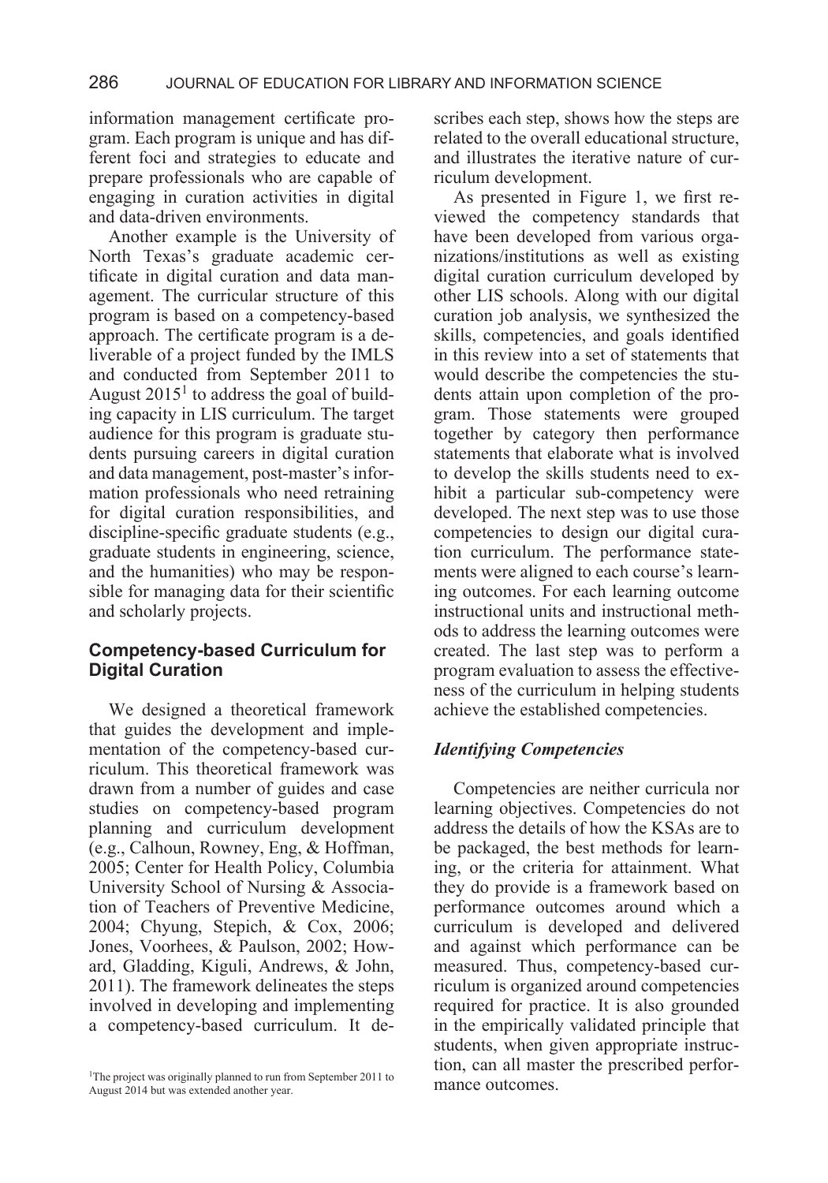information management certificate program. Each program is unique and has different foci and strategies to educate and prepare professionals who are capable of engaging in curation activities in digital and data-driven environments.

Another example is the University of North Texas's graduate academic certificate in digital curation and data management. The curricular structure of this program is based on a competency-based approach. The certificate program is a deliverable of a project funded by the IMLS and conducted from September 2011 to August 2015[1] to address the goal of building capacity in LIS curriculum. The target audience for this program is graduate students pursuing careers in digital curation and data management, post-master's information professionals who need retraining for digital curation responsibilities, and discipline-specific graduate students (e.g., graduate students in engineering, science, and the humanities) who may be responsible for managing data for their scientific and scholarly projects.

## Competency-based Curriculum for Digital Curation

We designed a theoretical framework that guides the development and implementation of the competency-based curriculum. This theoretical framework was drawn from a number of guides and case studies on competency-based program planning and curriculum development (e.g., Calhoun, Rowney, Eng, & Hoffman, 2005; Center for Health Policy, Columbia University School of Nursing & Association of Teachers of Preventive Medicine, 2004; Chyung, Stepich, & Cox, 2006; Jones, Voorhees, & Paulson, 2002; Howard, Gladding, Kiguli, Andrews, & John, 2011). The framework delineates the steps involved in developing and implementing a competency-based curriculum. It describes each step, shows how the steps are related to the overall educational structure, and illustrates the iterative nature of curriculum development.

As presented in Figure 1, we first reviewed the competency standards that have been developed from various organizations/institutions as well as existing digital curation curriculum developed by other LIS schools. Along with our digital curation job analysis, we synthesized the skills, competencies, and goals identified in this review into a set of statements that would describe the competencies the students attain upon completion of the program. Those statements were grouped together by category then performance statements that elaborate what is involved to develop the skills students need to exhibit a particular sub-competency were developed. The next step was to use those competencies to design our digital curation curriculum. The performance statements were aligned to each course's learning outcomes. For each learning outcome instructional units and instructional methods to address the learning outcomes were created. The last step was to perform a program evaluation to assess the effectiveness of the curriculum in helping students achieve the established competencies.

### *Identifying Competencies*

Competencies are neither curricula nor learning objectives. Competencies do not address the details of how the KSAs are to be packaged, the best methods for learning, or the criteria for attainment. What they do provide is a framework based on performance outcomes around which a curriculum is developed and delivered and against which performance can be measured. Thus, competency-based curriculum is organized around competencies required for practice. It is also grounded in the empirically validated principle that students, when given appropriate instruction, can all master the prescribed performance outcomes.

[1] The project was originally planned to run from September 2011 to August 2014 but was extended another year.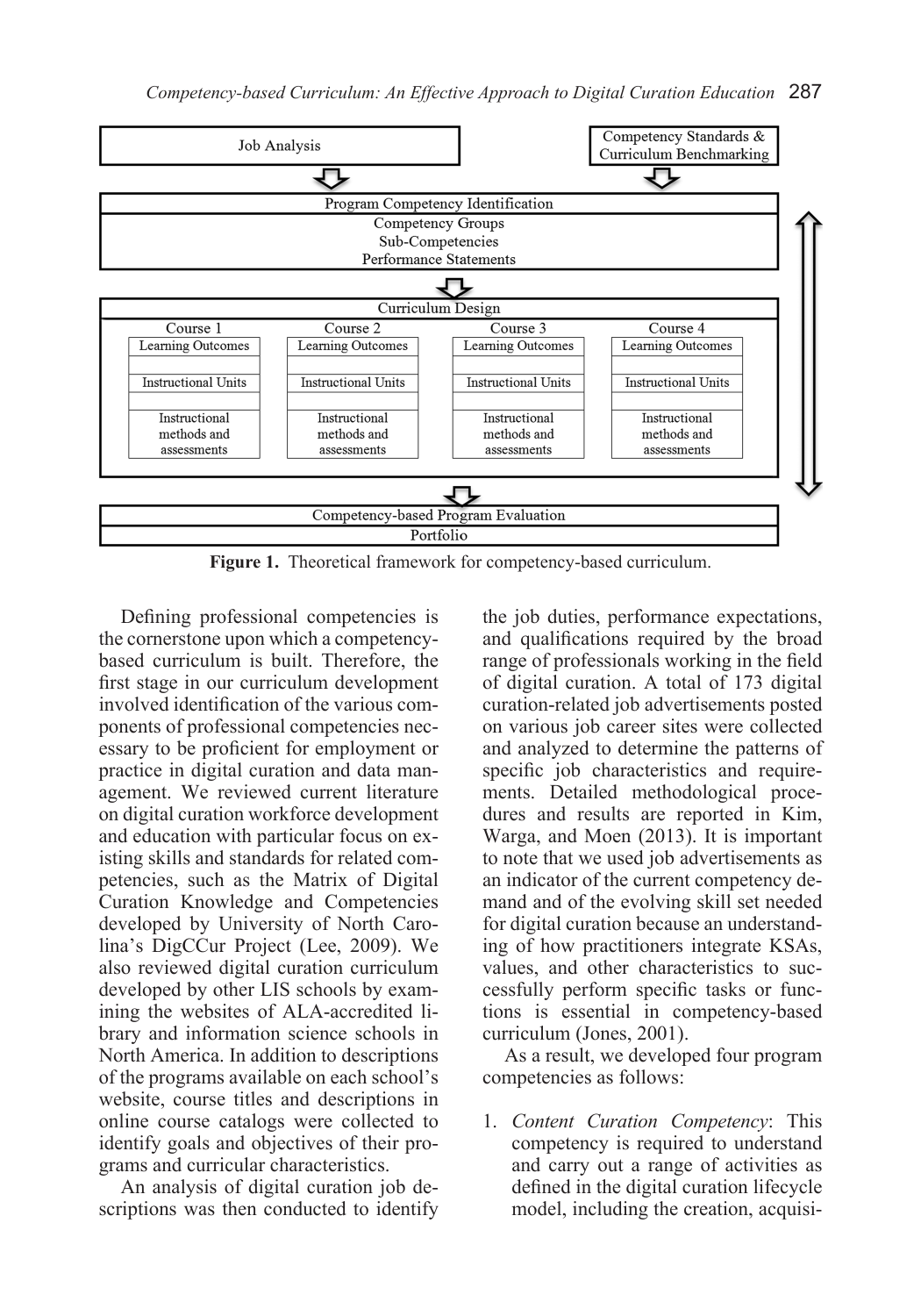| Job Analysis | Competency Standards & Curriculum Benchmarking |
|---|---|
| Program Competency Identification: Competency Groups; Sub-Competencies; Performance Statements | |

| Curriculum Design | | | |
|---|---|---|---|
| Course 1 | Course 2 | Course 3 | Course 4 |
| Learning Outcomes | Learning Outcomes | Learning Outcomes | Learning Outcomes |
| Instructional Units | Instructional Units | Instructional Units | Instructional Units |
| Instructional methods and assessments | Instructional methods and assessments | Instructional methods and assessments | Instructional methods and assessments |

| Competency-based Program Evaluation |
|---|
| Portfolio |

**Figure 1.** Theoretical framework for competency-based curriculum.

Defining professional competencies is the cornerstone upon which a competency-based curriculum is built. Therefore, the first stage in our curriculum development involved identification of the various components of professional competencies necessary to be proficient for employment or practice in digital curation and data management. We reviewed current literature on digital curation workforce development and education with particular focus on existing skills and standards for related competencies, such as the Matrix of Digital Curation Knowledge and Competencies developed by University of North Carolina's DigCCur Project (Lee, 2009). We also reviewed digital curation curriculum developed by other LIS schools by examining the websites of ALA-accredited library and information science schools in North America. In addition to descriptions of the programs available on each school's website, course titles and descriptions in online course catalogs were collected to identify goals and objectives of their programs and curricular characteristics.

An analysis of digital curation job descriptions was then conducted to identify the job duties, performance expectations, and qualifications required by the broad range of professionals working in the field of digital curation. A total of 173 digital curation-related job advertisements posted on various job career sites were collected and analyzed to determine the patterns of specific job characteristics and requirements. Detailed methodological procedures and results are reported in Kim, Warga, and Moen (2013). It is important to note that we used job advertisements as an indicator of the current competency demand and of the evolving skill set needed for digital curation because an understanding of how practitioners integrate KSAs, values, and other characteristics to successfully perform specific tasks or functions is essential in competency-based curriculum (Jones, 2001).

As a result, we developed four program competencies as follows:

1. *Content Curation Competency*: This competency is required to understand and carry out a range of activities as defined in the digital curation lifecycle model, including the creation, acquisi-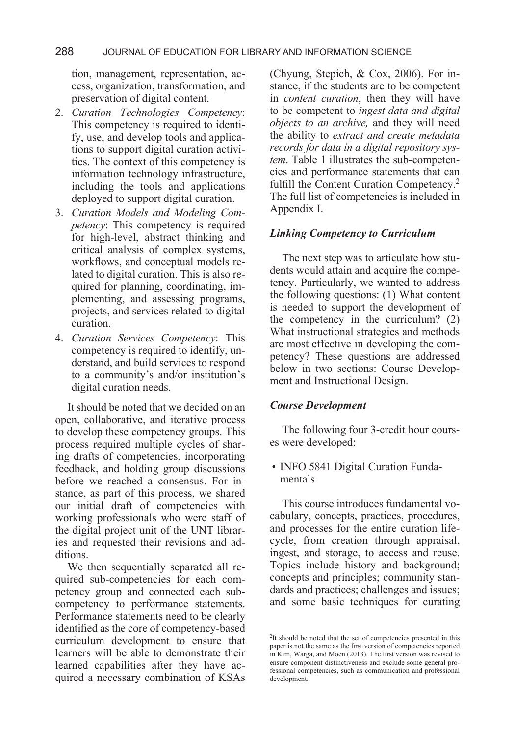tion, management, representation, access, organization, transformation, and preservation of digital content.

2. *Curation Technologies Competency*: This competency is required to identify, use, and develop tools and applications to support digital curation activities. The context of this competency is information technology infrastructure, including the tools and applications deployed to support digital curation.
3. *Curation Models and Modeling Competency*: This competency is required for high-level, abstract thinking and critical analysis of complex systems, workflows, and conceptual models related to digital curation. This is also required for planning, coordinating, implementing, and assessing programs, projects, and services related to digital curation.
4. *Curation Services Competency*: This competency is required to identify, understand, and build services to respond to a community's and/or institution's digital curation needs.

It should be noted that we decided on an open, collaborative, and iterative process to develop these competency groups. This process required multiple cycles of sharing drafts of competencies, incorporating feedback, and holding group discussions before we reached a consensus. For instance, as part of this process, we shared our initial draft of competencies with working professionals who were staff of the digital project unit of the UNT libraries and requested their revisions and additions.

We then sequentially separated all required sub-competencies for each competency group and connected each sub-competency to performance statements. Performance statements need to be clearly identified as the core of competency-based curriculum development to ensure that learners will be able to demonstrate their learned capabilities after they have acquired a necessary combination of KSAs (Chyung, Stepich, & Cox, 2006). For instance, if the students are to be competent in *content curation*, then they will have to be competent to *ingest data and digital objects to an archive,* and they will need the ability to *extract and create metadata records for data in a digital repository system*. Table 1 illustrates the sub-competencies and performance statements that can fulfill the Content Curation Competency.[2] The full list of competencies is included in Appendix I.

### *Linking Competency to Curriculum*

The next step was to articulate how students would attain and acquire the competency. Particularly, we wanted to address the following questions: (1) What content is needed to support the development of the competency in the curriculum? (2) What instructional strategies and methods are most effective in developing the competency? These questions are addressed below in two sections: Course Development and Instructional Design.

### *Course Development*

The following four 3-credit hour courses were developed:

- INFO 5841 Digital Curation Fundamentals

This course introduces fundamental vocabulary, concepts, practices, procedures, and processes for the entire curation lifecycle, from creation through appraisal, ingest, and storage, to access and reuse. Topics include history and background; concepts and principles; community standards and practices; challenges and issues; and some basic techniques for curating

[2]It should be noted that the set of competencies presented in this paper is not the same as the first version of competencies reported in Kim, Warga, and Moen (2013). The first version was revised to ensure component distinctiveness and exclude some general professional competencies, such as communication and professional development.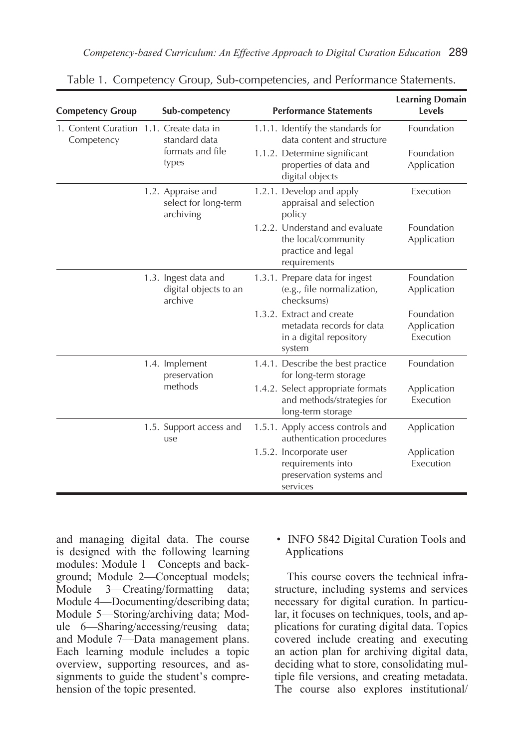Table 1. Competency Group, Sub-competencies, and Performance Statements.

| Competency Group | Sub-competency | Performance Statements | Learning Domain Levels |
|---|---|---|---|
| 1. Content Curation Competency | 1.1. Create data in standard data formats and file types | 1.1.1. Identify the standards for data content and structure | Foundation |
| | | 1.1.2. Determine significant properties of data and digital objects | Foundation Application |
| | 1.2. Appraise and select for long-term archiving | 1.2.1. Develop and apply appraisal and selection policy | Execution |
| | | 1.2.2. Understand and evaluate the local/community practice and legal requirements | Foundation Application |
| | 1.3. Ingest data and digital objects to an archive | 1.3.1. Prepare data for ingest (e.g., file normalization, checksums) | Foundation Application |
| | | 1.3.2. Extract and create metadata records for data in a digital repository system | Foundation Application Execution |
| | 1.4. Implement preservation methods | 1.4.1. Describe the best practice for long-term storage | Foundation |
| | | 1.4.2. Select appropriate formats and methods/strategies for long-term storage | Application Execution |
| | 1.5. Support access and use | 1.5.1. Apply access controls and authentication procedures | Application |
| | | 1.5.2. Incorporate user requirements into preservation systems and services | Application Execution |

and managing digital data. The course is designed with the following learning modules: Module 1—Concepts and background; Module 2—Conceptual models; Module 3—Creating/formatting data; Module 4—Documenting/describing data; Module 5—Storing/archiving data; Module 6—Sharing/accessing/reusing data; and Module 7—Data management plans. Each learning module includes a topic overview, supporting resources, and assignments to guide the student's comprehension of the topic presented.

- INFO 5842 Digital Curation Tools and Applications

This course covers the technical infrastructure, including systems and services necessary for digital curation. In particular, it focuses on techniques, tools, and applications for curating digital data. Topics covered include creating and executing an action plan for archiving digital data, deciding what to store, consolidating multiple file versions, and creating metadata. The course also explores institutional/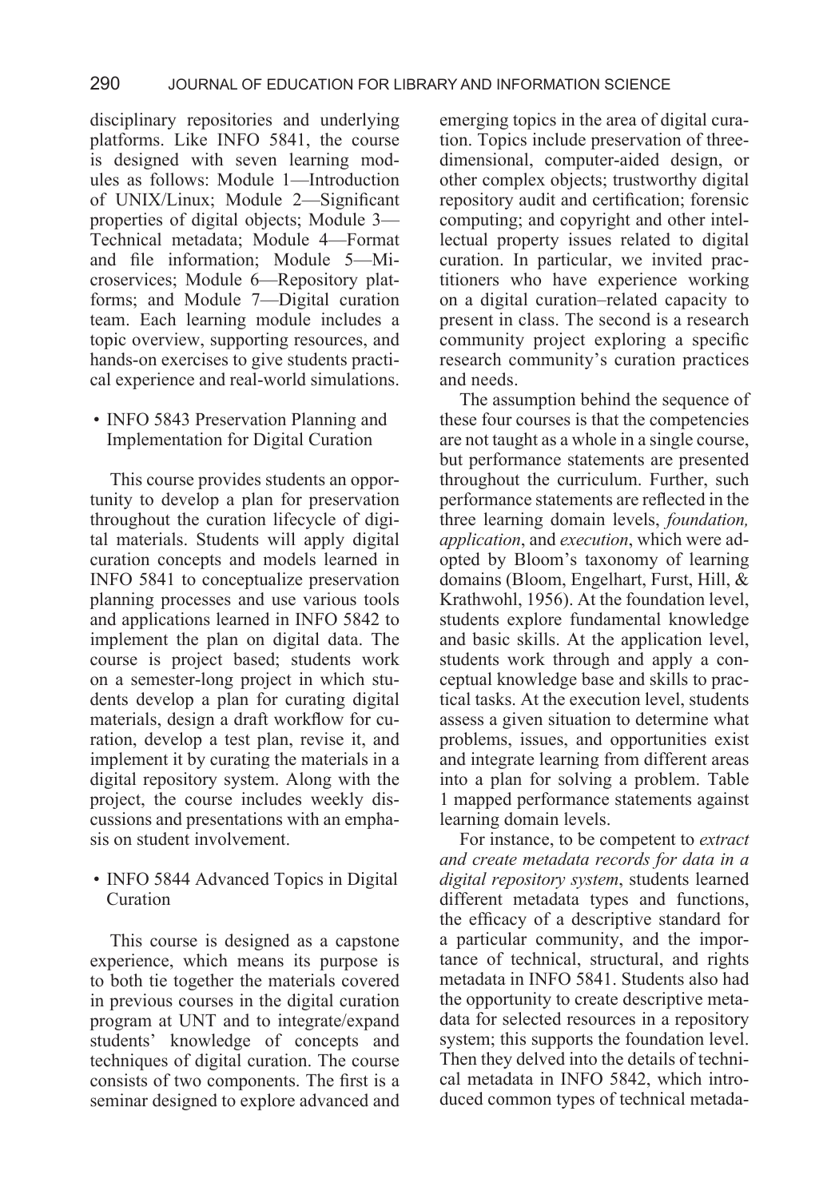disciplinary repositories and underlying platforms. Like INFO 5841, the course is designed with seven learning modules as follows: Module 1—Introduction of UNIX/Linux; Module 2—Significant properties of digital objects; Module 3—Technical metadata; Module 4—Format and file information; Module 5—Microservices; Module 6—Repository platforms; and Module 7—Digital curation team. Each learning module includes a topic overview, supporting resources, and hands-on exercises to give students practical experience and real-world simulations.

- INFO 5843 Preservation Planning and Implementation for Digital Curation

This course provides students an opportunity to develop a plan for preservation throughout the curation lifecycle of digital materials. Students will apply digital curation concepts and models learned in INFO 5841 to conceptualize preservation planning processes and use various tools and applications learned in INFO 5842 to implement the plan on digital data. The course is project based; students work on a semester-long project in which students develop a plan for curating digital materials, design a draft workflow for curation, develop a test plan, revise it, and implement it by curating the materials in a digital repository system. Along with the project, the course includes weekly discussions and presentations with an emphasis on student involvement.

- INFO 5844 Advanced Topics in Digital Curation

This course is designed as a capstone experience, which means its purpose is to both tie together the materials covered in previous courses in the digital curation program at UNT and to integrate/expand students' knowledge of concepts and techniques of digital curation. The course consists of two components. The first is a seminar designed to explore advanced and emerging topics in the area of digital curation. Topics include preservation of three-dimensional, computer-aided design, or other complex objects; trustworthy digital repository audit and certification; forensic computing; and copyright and other intellectual property issues related to digital curation. In particular, we invited practitioners who have experience working on a digital curation–related capacity to present in class. The second is a research community project exploring a specific research community's curation practices and needs.

The assumption behind the sequence of these four courses is that the competencies are not taught as a whole in a single course, but performance statements are presented throughout the curriculum. Further, such performance statements are reflected in the three learning domain levels, *foundation, application*, and *execution*, which were adopted by Bloom's taxonomy of learning domains (Bloom, Engelhart, Furst, Hill, & Krathwohl, 1956). At the foundation level, students explore fundamental knowledge and basic skills. At the application level, students work through and apply a conceptual knowledge base and skills to practical tasks. At the execution level, students assess a given situation to determine what problems, issues, and opportunities exist and integrate learning from different areas into a plan for solving a problem. Table 1 mapped performance statements against learning domain levels.

For instance, to be competent to *extract and create metadata records for data in a digital repository system*, students learned different metadata types and functions, the efficacy of a descriptive standard for a particular community, and the importance of technical, structural, and rights metadata in INFO 5841. Students also had the opportunity to create descriptive metadata for selected resources in a repository system; this supports the foundation level. Then they delved into the details of technical metadata in INFO 5842, which introduced common types of technical metada-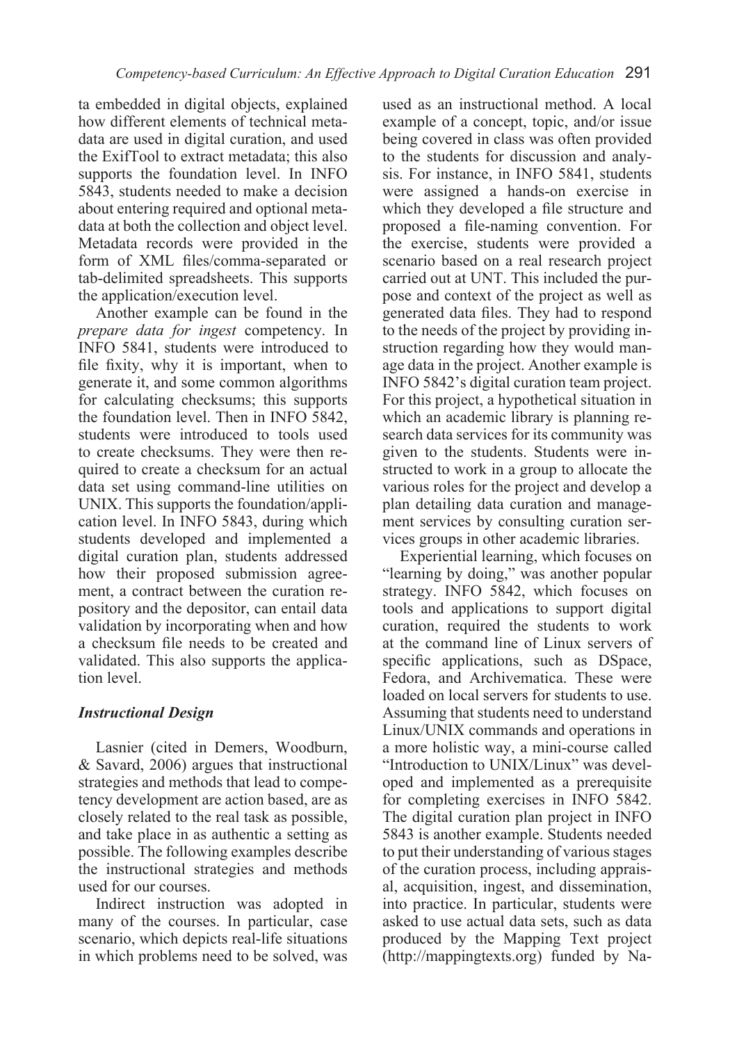ta embedded in digital objects, explained how different elements of technical metadata are used in digital curation, and used the ExifTool to extract metadata; this also supports the foundation level. In INFO 5843, students needed to make a decision about entering required and optional metadata at both the collection and object level. Metadata records were provided in the form of XML files/comma-separated or tab-delimited spreadsheets. This supports the application/execution level.

Another example can be found in the *prepare data for ingest* competency. In INFO 5841, students were introduced to file fixity, why it is important, when to generate it, and some common algorithms for calculating checksums; this supports the foundation level. Then in INFO 5842, students were introduced to tools used to create checksums. They were then required to create a checksum for an actual data set using command-line utilities on UNIX. This supports the foundation/application level. In INFO 5843, during which students developed and implemented a digital curation plan, students addressed how their proposed submission agreement, a contract between the curation repository and the depositor, can entail data validation by incorporating when and how a checksum file needs to be created and validated. This also supports the application level.

### *Instructional Design*

Lasnier (cited in Demers, Woodburn, & Savard, 2006) argues that instructional strategies and methods that lead to competency development are action based, are as closely related to the real task as possible, and take place in as authentic a setting as possible. The following examples describe the instructional strategies and methods used for our courses.

Indirect instruction was adopted in many of the courses. In particular, case scenario, which depicts real-life situations in which problems need to be solved, was used as an instructional method. A local example of a concept, topic, and/or issue being covered in class was often provided to the students for discussion and analysis. For instance, in INFO 5841, students were assigned a hands-on exercise in which they developed a file structure and proposed a file-naming convention. For the exercise, students were provided a scenario based on a real research project carried out at UNT. This included the purpose and context of the project as well as generated data files. They had to respond to the needs of the project by providing instruction regarding how they would manage data in the project. Another example is INFO 5842's digital curation team project. For this project, a hypothetical situation in which an academic library is planning research data services for its community was given to the students. Students were instructed to work in a group to allocate the various roles for the project and develop a plan detailing data curation and management services by consulting curation services groups in other academic libraries.

Experiential learning, which focuses on "learning by doing," was another popular strategy. INFO 5842, which focuses on tools and applications to support digital curation, required the students to work at the command line of Linux servers of specific applications, such as DSpace, Fedora, and Archivematica. These were loaded on local servers for students to use. Assuming that students need to understand Linux/UNIX commands and operations in a more holistic way, a mini-course called "Introduction to UNIX/Linux" was developed and implemented as a prerequisite for completing exercises in INFO 5842. The digital curation plan project in INFO 5843 is another example. Students needed to put their understanding of various stages of the curation process, including appraisal, acquisition, ingest, and dissemination, into practice. In particular, students were asked to use actual data sets, such as data produced by the Mapping Text project (http://mappingtexts.org) funded by Na-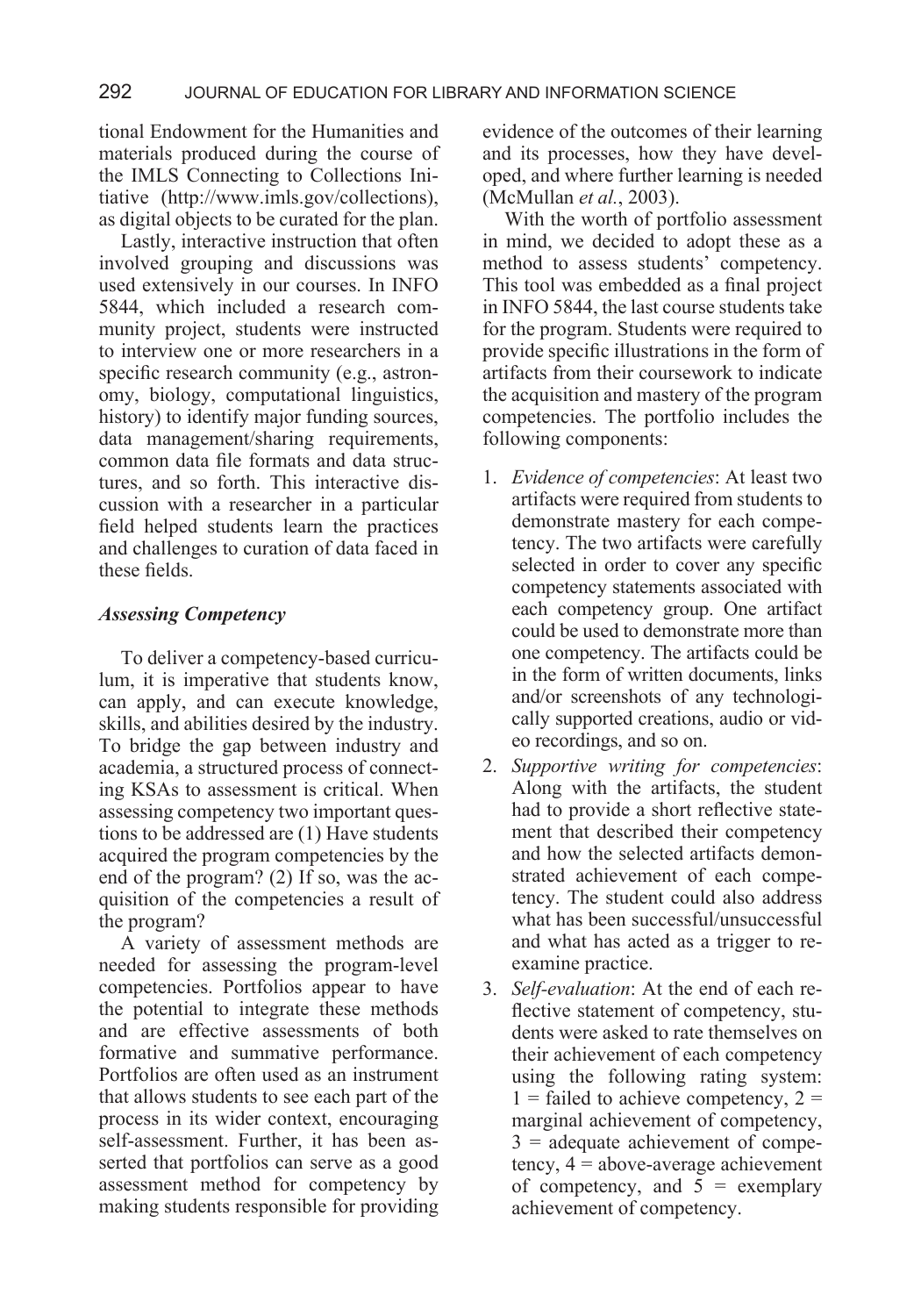tional Endowment for the Humanities and materials produced during the course of the IMLS Connecting to Collections Initiative (http://www.imls.gov/collections), as digital objects to be curated for the plan.

Lastly, interactive instruction that often involved grouping and discussions was used extensively in our courses. In INFO 5844, which included a research community project, students were instructed to interview one or more researchers in a specific research community (e.g., astronomy, biology, computational linguistics, history) to identify major funding sources, data management/sharing requirements, common data file formats and data structures, and so forth. This interactive discussion with a researcher in a particular field helped students learn the practices and challenges to curation of data faced in these fields.

### *Assessing Competency*

To deliver a competency-based curriculum, it is imperative that students know, can apply, and can execute knowledge, skills, and abilities desired by the industry. To bridge the gap between industry and academia, a structured process of connecting KSAs to assessment is critical. When assessing competency two important questions to be addressed are (1) Have students acquired the program competencies by the end of the program? (2) If so, was the acquisition of the competencies a result of the program?

A variety of assessment methods are needed for assessing the program-level competencies. Portfolios appear to have the potential to integrate these methods and are effective assessments of both formative and summative performance. Portfolios are often used as an instrument that allows students to see each part of the process in its wider context, encouraging self-assessment. Further, it has been asserted that portfolios can serve as a good assessment method for competency by making students responsible for providing evidence of the outcomes of their learning and its processes, how they have developed, and where further learning is needed (McMullan *et al.*, 2003).

With the worth of portfolio assessment in mind, we decided to adopt these as a method to assess students' competency. This tool was embedded as a final project in INFO 5844, the last course students take for the program. Students were required to provide specific illustrations in the form of artifacts from their coursework to indicate the acquisition and mastery of the program competencies. The portfolio includes the following components:

1. *Evidence of competencies*: At least two artifacts were required from students to demonstrate mastery for each competency. The two artifacts were carefully selected in order to cover any specific competency statements associated with each competency group. One artifact could be used to demonstrate more than one competency. The artifacts could be in the form of written documents, links and/or screenshots of any technologically supported creations, audio or video recordings, and so on.
2. *Supportive writing for competencies*: Along with the artifacts, the student had to provide a short reflective statement that described their competency and how the selected artifacts demonstrated achievement of each competency. The student could also address what has been successful/unsuccessful and what has acted as a trigger to reexamine practice.
3. *Self-evaluation*: At the end of each reflective statement of competency, students were asked to rate themselves on their achievement of each competency using the following rating system: 1 = failed to achieve competency, 2 = marginal achievement of competency, 3 = adequate achievement of competency, 4 = above-average achievement of competency, and 5 = exemplary achievement of competency.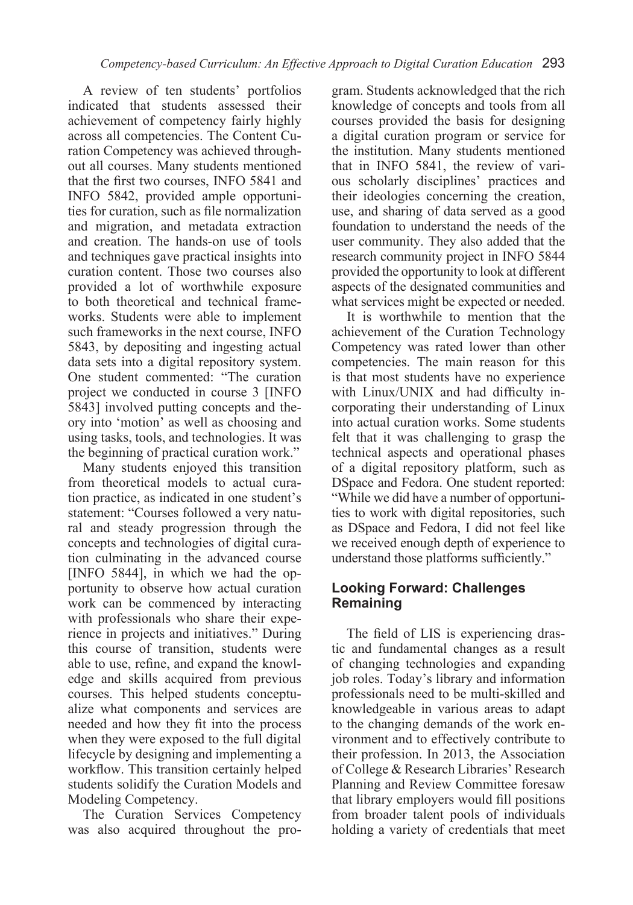A review of ten students' portfolios indicated that students assessed their achievement of competency fairly highly across all competencies. The Content Curation Competency was achieved throughout all courses. Many students mentioned that the first two courses, INFO 5841 and INFO 5842, provided ample opportunities for curation, such as file normalization and migration, and metadata extraction and creation. The hands-on use of tools and techniques gave practical insights into curation content. Those two courses also provided a lot of worthwhile exposure to both theoretical and technical frameworks. Students were able to implement such frameworks in the next course, INFO 5843, by depositing and ingesting actual data sets into a digital repository system. One student commented: "The curation project we conducted in course 3 [INFO 5843] involved putting concepts and theory into 'motion' as well as choosing and using tasks, tools, and technologies. It was the beginning of practical curation work."

Many students enjoyed this transition from theoretical models to actual curation practice, as indicated in one student's statement: "Courses followed a very natural and steady progression through the concepts and technologies of digital curation culminating in the advanced course [INFO 5844], in which we had the opportunity to observe how actual curation work can be commenced by interacting with professionals who share their experience in projects and initiatives." During this course of transition, students were able to use, refine, and expand the knowledge and skills acquired from previous courses. This helped students conceptualize what components and services are needed and how they fit into the process when they were exposed to the full digital lifecycle by designing and implementing a workflow. This transition certainly helped students solidify the Curation Models and Modeling Competency.

The Curation Services Competency was also acquired throughout the program. Students acknowledged that the rich knowledge of concepts and tools from all courses provided the basis for designing a digital curation program or service for the institution. Many students mentioned that in INFO 5841, the review of various scholarly disciplines' practices and their ideologies concerning the creation, use, and sharing of data served as a good foundation to understand the needs of the user community. They also added that the research community project in INFO 5844 provided the opportunity to look at different aspects of the designated communities and what services might be expected or needed.

It is worthwhile to mention that the achievement of the Curation Technology Competency was rated lower than other competencies. The main reason for this is that most students have no experience with Linux/UNIX and had difficulty incorporating their understanding of Linux into actual curation works. Some students felt that it was challenging to grasp the technical aspects and operational phases of a digital repository platform, such as DSpace and Fedora. One student reported: "While we did have a number of opportunities to work with digital repositories, such as DSpace and Fedora, I did not feel like we received enough depth of experience to understand those platforms sufficiently."

## Looking Forward: Challenges Remaining

The field of LIS is experiencing drastic and fundamental changes as a result of changing technologies and expanding job roles. Today's library and information professionals need to be multi-skilled and knowledgeable in various areas to adapt to the changing demands of the work environment and to effectively contribute to their profession. In 2013, the Association of College & Research Libraries' Research Planning and Review Committee foresaw that library employers would fill positions from broader talent pools of individuals holding a variety of credentials that meet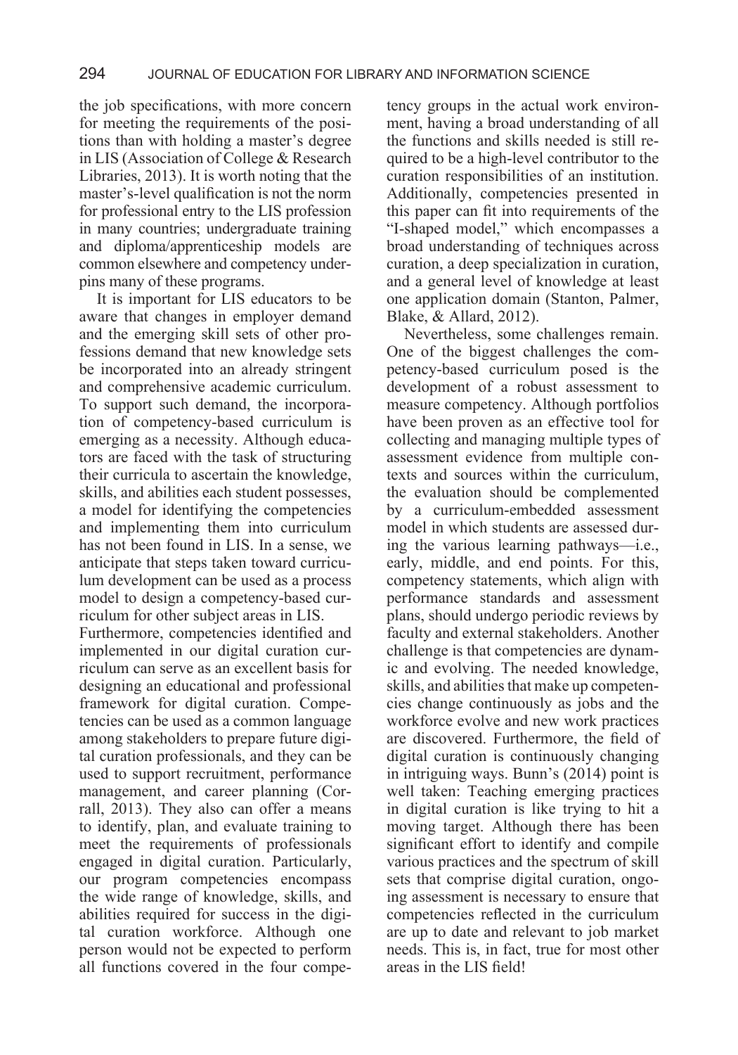the job specifications, with more concern for meeting the requirements of the positions than with holding a master's degree in LIS (Association of College & Research Libraries, 2013). It is worth noting that the master's-level qualification is not the norm for professional entry to the LIS profession in many countries; undergraduate training and diploma/apprenticeship models are common elsewhere and competency underpins many of these programs.

It is important for LIS educators to be aware that changes in employer demand and the emerging skill sets of other professions demand that new knowledge sets be incorporated into an already stringent and comprehensive academic curriculum. To support such demand, the incorporation of competency-based curriculum is emerging as a necessity. Although educators are faced with the task of structuring their curricula to ascertain the knowledge, skills, and abilities each student possesses, a model for identifying the competencies and implementing them into curriculum has not been found in LIS. In a sense, we anticipate that steps taken toward curriculum development can be used as a process model to design a competency-based curriculum for other subject areas in LIS.

Furthermore, competencies identified and implemented in our digital curation curriculum can serve as an excellent basis for designing an educational and professional framework for digital curation. Competencies can be used as a common language among stakeholders to prepare future digital curation professionals, and they can be used to support recruitment, performance management, and career planning (Corrall, 2013). They also can offer a means to identify, plan, and evaluate training to meet the requirements of professionals engaged in digital curation. Particularly, our program competencies encompass the wide range of knowledge, skills, and abilities required for success in the digital curation workforce. Although one person would not be expected to perform all functions covered in the four competency groups in the actual work environment, having a broad understanding of all the functions and skills needed is still required to be a high-level contributor to the curation responsibilities of an institution. Additionally, competencies presented in this paper can fit into requirements of the "I-shaped model," which encompasses a broad understanding of techniques across curation, a deep specialization in curation, and a general level of knowledge at least one application domain (Stanton, Palmer, Blake, & Allard, 2012).

Nevertheless, some challenges remain. One of the biggest challenges the competency-based curriculum posed is the development of a robust assessment to measure competency. Although portfolios have been proven as an effective tool for collecting and managing multiple types of assessment evidence from multiple contexts and sources within the curriculum, the evaluation should be complemented by a curriculum-embedded assessment model in which students are assessed during the various learning pathways—i.e., early, middle, and end points. For this, competency statements, which align with performance standards and assessment plans, should undergo periodic reviews by faculty and external stakeholders. Another challenge is that competencies are dynamic and evolving. The needed knowledge, skills, and abilities that make up competencies change continuously as jobs and the workforce evolve and new work practices are discovered. Furthermore, the field of digital curation is continuously changing in intriguing ways. Bunn's (2014) point is well taken: Teaching emerging practices in digital curation is like trying to hit a moving target. Although there has been significant effort to identify and compile various practices and the spectrum of skill sets that comprise digital curation, ongoing assessment is necessary to ensure that competencies reflected in the curriculum are up to date and relevant to job market needs. This is, in fact, true for most other areas in the LIS field!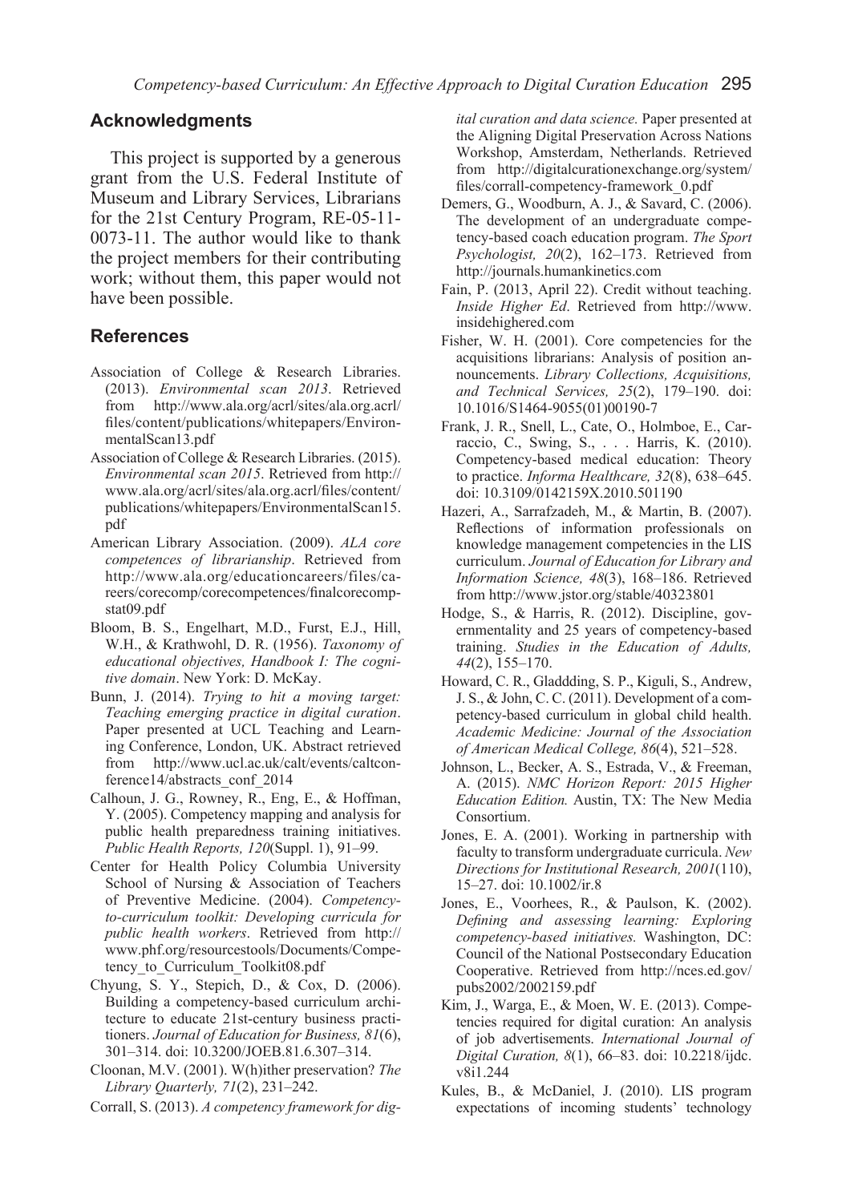## Acknowledgments

This project is supported by a generous grant from the U.S. Federal Institute of Museum and Library Services, Librarians for the 21st Century Program, RE-05-11-0073-11. The author would like to thank the project members for their contributing work; without them, this paper would not have been possible.

## References

Association of College & Research Libraries. (2013). *Environmental scan 2013*. Retrieved from http://www.ala.org/acrl/sites/ala.org.acrl/files/content/publications/whitepapers/EnvironmentalScan13.pdf

Association of College & Research Libraries. (2015). *Environmental scan 2015*. Retrieved from http://www.ala.org/acrl/sites/ala.org.acrl/files/content/publications/whitepapers/EnvironmentalScan15.pdf

American Library Association. (2009). *ALA core competences of librarianship*. Retrieved from http://www.ala.org/educationcareers/files/careers/corecomp/corecompetences/finalcorecompstat09.pdf

Bloom, B. S., Engelhart, M.D., Furst, E.J., Hill, W.H., & Krathwohl, D. R. (1956). *Taxonomy of educational objectives, Handbook I: The cognitive domain*. New York: D. McKay.

Bunn, J. (2014). *Trying to hit a moving target: Teaching emerging practice in digital curation*. Paper presented at UCL Teaching and Learning Conference, London, UK. Abstract retrieved from http://www.ucl.ac.uk/calt/events/caltconference14/abstracts_conf_2014

Calhoun, J. G., Rowney, R., Eng, E., & Hoffman, Y. (2005). Competency mapping and analysis for public health preparedness training initiatives. *Public Health Reports, 120*(Suppl. 1), 91–99.

Center for Health Policy Columbia University School of Nursing & Association of Teachers of Preventive Medicine. (2004). *Competency-to-curriculum toolkit: Developing curricula for public health workers*. Retrieved from http://www.phf.org/resourcestools/Documents/Competency_to_Curriculum_Toolkit08.pdf

Chyung, S. Y., Stepich, D., & Cox, D. (2006). Building a competency-based curriculum architecture to educate 21st-century business practitioners. *Journal of Education for Business, 81*(6), 301–314. doi: 10.3200/JOEB.81.6.307–314.

Cloonan, M.V. (2001). W(h)ither preservation? *The Library Quarterly, 71*(2), 231–242.

Corrall, S. (2013). *A competency framework for digital curation and data science.* Paper presented at the Aligning Digital Preservation Across Nations Workshop, Amsterdam, Netherlands. Retrieved from http://digitalcurationexchange.org/system/files/corrall-competency-framework_0.pdf

Demers, G., Woodburn, A. J., & Savard, C. (2006). The development of an undergraduate competency-based coach education program. *The Sport Psychologist, 20*(2), 162–173. Retrieved from http://journals.humankinetics.com

Fain, P. (2013, April 22). Credit without teaching. *Inside Higher Ed*. Retrieved from http://www.insidehighered.com

Fisher, W. H. (2001). Core competencies for the acquisitions librarians: Analysis of position announcements. *Library Collections, Acquisitions, and Technical Services, 25*(2), 179–190. doi: 10.1016/S1464-9055(01)00190-7

Frank, J. R., Snell, L., Cate, O., Holmboe, E., Carraccio, C., Swing, S., . . . Harris, K. (2010). Competency-based medical education: Theory to practice. *Informa Healthcare, 32*(8), 638–645. doi: 10.3109/0142159X.2010.501190

Hazeri, A., Sarrafzadeh, M., & Martin, B. (2007). Reflections of information professionals on knowledge management competencies in the LIS curriculum. *Journal of Education for Library and Information Science, 48*(3), 168–186. Retrieved from http://www.jstor.org/stable/40323801

Hodge, S., & Harris, R. (2012). Discipline, governmentality and 25 years of competency-based training. *Studies in the Education of Adults, 44*(2), 155–170.

Howard, C. R., Gladdding, S. P., Kiguli, S., Andrew, J. S., & John, C. C. (2011). Development of a competency-based curriculum in global child health. *Academic Medicine: Journal of the Association of American Medical College, 86*(4), 521–528.

Johnson, L., Becker, A. S., Estrada, V., & Freeman, A. (2015). *NMC Horizon Report: 2015 Higher Education Edition.* Austin, TX: The New Media Consortium.

Jones, E. A. (2001). Working in partnership with faculty to transform undergraduate curricula. *New Directions for Institutional Research, 2001*(110), 15–27. doi: 10.1002/ir.8

Jones, E., Voorhees, R., & Paulson, K. (2002). *Defining and assessing learning: Exploring competency-based initiatives.* Washington, DC: Council of the National Postsecondary Education Cooperative. Retrieved from http://nces.ed.gov/pubs2002/2002159.pdf

Kim, J., Warga, E., & Moen, W. E. (2013). Competencies required for digital curation: An analysis of job advertisements. *International Journal of Digital Curation, 8*(1), 66–83. doi: 10.2218/ijdc.v8i1.244

Kules, B., & McDaniel, J. (2010). LIS program expectations of incoming students' technology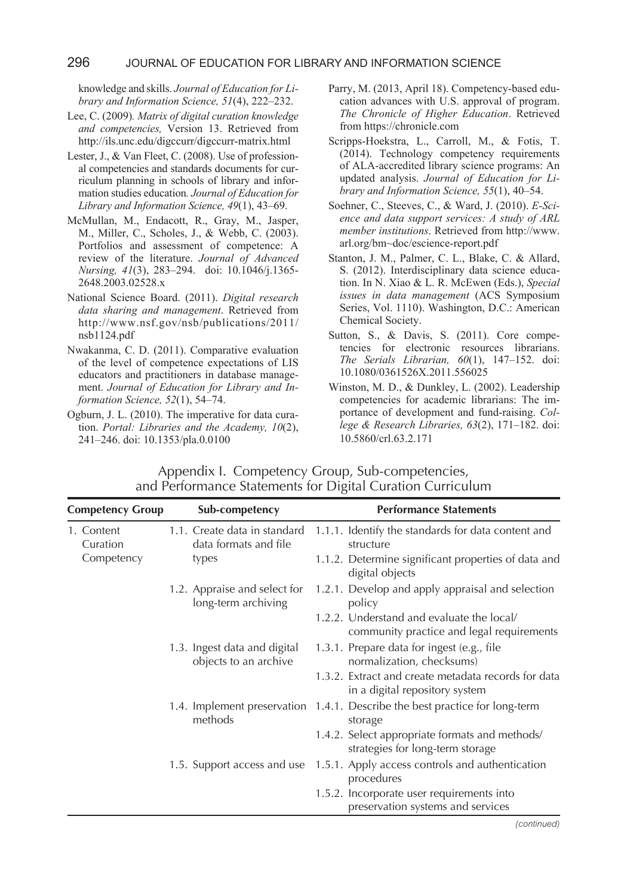knowledge and skills. *Journal of Education for Library and Information Science, 51*(4), 222–232.

Lee, C. (2009). *Matrix of digital curation knowledge and competencies,* Version 13. Retrieved from http://ils.unc.edu/digccurr/digccurr-matrix.html

Lester, J., & Van Fleet, C. (2008). Use of professional competencies and standards documents for curriculum planning in schools of library and information studies education*. Journal of Education for Library and Information Science, 49*(1), 43–69.

McMullan, M., Endacott, R., Gray, M., Jasper, M., Miller, C., Scholes, J., & Webb, C. (2003). Portfolios and assessment of competence: A review of the literature. *Journal of Advanced Nursing, 41*(3), 283–294. doi: 10.1046/j.1365-2648.2003.02528.x

National Science Board. (2011). *Digital research data sharing and management*. Retrieved from http://www.nsf.gov/nsb/publications/2011/nsb1124.pdf

Nwakanma, C. D. (2011). Comparative evaluation of the level of competence expectations of LIS educators and practitioners in database management. *Journal of Education for Library and Information Science, 52*(1), 54–74.

Ogburn, J. L. (2010). The imperative for data curation. *Portal: Libraries and the Academy, 10*(2), 241–246. doi: 10.1353/pla.0.0100

Parry, M. (2013, April 18). Competency-based education advances with U.S. approval of program. *The Chronicle of Higher Education*. Retrieved from https://chronicle.com

Scripps-Hoekstra, L., Carroll, M., & Fotis, T. (2014). Technology competency requirements of ALA-accredited library science programs: An updated analysis. *Journal of Education for Library and Information Science, 55*(1), 40–54.

Soehner, C., Steeves, C., & Ward, J. (2010). *E-Science and data support services: A study of ARL member institutions*. Retrieved from http://www.arl.org/bm~doc/escience-report.pdf

Stanton, J. M., Palmer, C. L., Blake, C. & Allard, S. (2012). Interdisciplinary data science education. In N. Xiao & L. R. McEwen (Eds.), *Special issues in data management* (ACS Symposium Series, Vol. 1110). Washington, D.C.: American Chemical Society.

Sutton, S., & Davis, S. (2011). Core competencies for electronic resources librarians. *The Serials Librarian, 60*(1), 147–152. doi: 10.1080/0361526X.2011.556025

Winston, M. D., & Dunkley, L. (2002). Leadership competencies for academic librarians: The importance of development and fund-raising. *College & Research Libraries, 63*(2), 171–182. doi: 10.5860/crl.63.2.171

## Appendix I. Competency Group, Sub-competencies, and Performance Statements for Digital Curation Curriculum

| Competency Group | Sub-competency | Performance Statements |
|---|---|---|
| 1. Content Curation Competency | 1.1. Create data in standard data formats and file types | 1.1.1. Identify the standards for data content and structure |
| | | 1.1.2. Determine significant properties of data and digital objects |
| | 1.2. Appraise and select for long-term archiving | 1.2.1. Develop and apply appraisal and selection policy |
| | | 1.2.2. Understand and evaluate the local/community practice and legal requirements |
| | 1.3. Ingest data and digital objects to an archive | 1.3.1. Prepare data for ingest (e.g., file normalization, checksums) |
| | | 1.3.2. Extract and create metadata records for data in a digital repository system |
| | 1.4. Implement preservation methods | 1.4.1. Describe the best practice for long-term storage |
| | | 1.4.2. Select appropriate formats and methods/strategies for long-term storage |
| | 1.5. Support access and use | 1.5.1. Apply access controls and authentication procedures |
| | | 1.5.2. Incorporate user requirements into preservation systems and services |

*(continued)*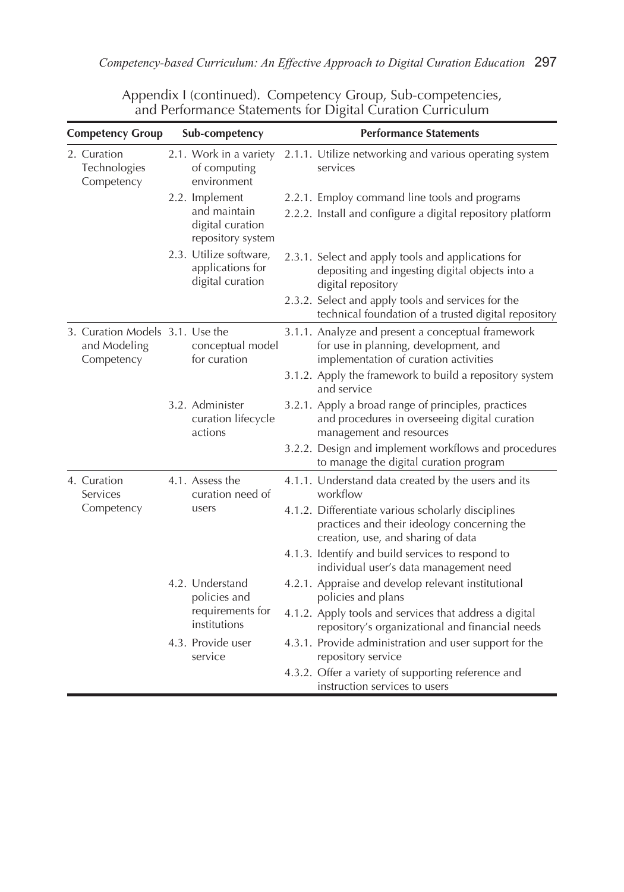Appendix I (continued). Competency Group, Sub-competencies, and Performance Statements for Digital Curation Curriculum

| Competency Group | Sub-competency | Performance Statements |
|---|---|---|
| 2. Curation Technologies Competency | 2.1. Work in a variety of computing environment | 2.1.1. Utilize networking and various operating system services |
| | 2.2. Implement and maintain digital curation repository system | 2.2.1. Employ command line tools and programs |
| | | 2.2.2. Install and configure a digital repository platform |
| | 2.3. Utilize software, applications for digital curation | 2.3.1. Select and apply tools and applications for depositing and ingesting digital objects into a digital repository |
| | | 2.3.2. Select and apply tools and services for the technical foundation of a trusted digital repository |
| 3. Curation Models and Modeling Competency | 3.1. Use the conceptual model for curation | 3.1.1. Analyze and present a conceptual framework for use in planning, development, and implementation of curation activities |
| | | 3.1.2. Apply the framework to build a repository system and service |
| | 3.2. Administer curation lifecycle actions | 3.2.1. Apply a broad range of principles, practices and procedures in overseeing digital curation management and resources |
| | | 3.2.2. Design and implement workflows and procedures to manage the digital curation program |
| 4. Curation Services Competency | 4.1. Assess the curation need of users | 4.1.1. Understand data created by the users and its workflow |
| | | 4.1.2. Differentiate various scholarly disciplines practices and their ideology concerning the creation, use, and sharing of data |
| | | 4.1.3. Identify and build services to respond to individual user's data management need |
| | 4.2. Understand policies and requirements for institutions | 4.2.1. Appraise and develop relevant institutional policies and plans |
| | | 4.1.2. Apply tools and services that address a digital repository's organizational and financial needs |
| | 4.3. Provide user service | 4.3.1. Provide administration and user support for the repository service |
| | | 4.3.2. Offer a variety of supporting reference and instruction services to users |